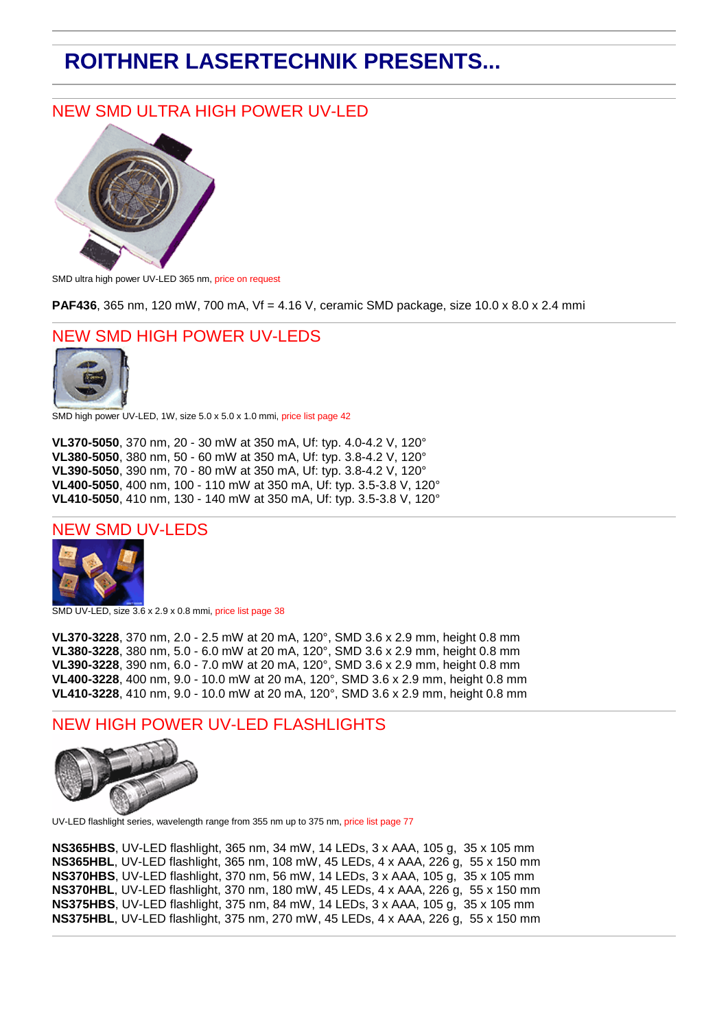# ROITHNER LASERTECHNIK PRESENTS...

## NEW SMD ULTRA HIGH POWER UV-LED

SMD ultra high power UV-LED 365 nm, price on request

**PAF436**, 365 nm, 120 mW, 700 mA, Vf = 4.16 V, ceramic SMD package, size 10.0 x 8.0 x 2.4 mmi

## NEW SMD HIGH POWER UV-LEDS

SMD high power UV-LED, 1W, size 5.0 x 5.0 x 1.0 mmi, price list page 42

**VL370-5050**, 370 nm, 20 - 30 mW at 350 mA, Uf: typ. 4.0-4.2 V, 120°
**VL380-5050**, 380 nm, 50 - 60 mW at 350 mA, Uf: typ. 3.8-4.2 V, 120°
**VL390-5050**, 390 nm, 70 - 80 mW at 350 mA, Uf: typ. 3.8-4.2 V, 120°
**VL400-5050**, 400 nm, 100 - 110 mW at 350 mA, Uf: typ. 3.5-3.8 V, 120°
**VL410-5050**, 410 nm, 130 - 140 mW at 350 mA, Uf: typ. 3.5-3.8 V, 120°

## NEW SMD UV-LEDS

SMD UV-LED, size 3.6 x 2.9 x 0.8 mmi, price list page 38

**VL370-3228**, 370 nm, 2.0 - 2.5 mW at 20 mA, 120°, SMD 3.6 x 2.9 mm, height 0.8 mm
**VL380-3228**, 380 nm, 5.0 - 6.0 mW at 20 mA, 120°, SMD 3.6 x 2.9 mm, height 0.8 mm
**VL390-3228**, 390 nm, 6.0 - 7.0 mW at 20 mA, 120°, SMD 3.6 x 2.9 mm, height 0.8 mm
**VL400-3228**, 400 nm, 9.0 - 10.0 mW at 20 mA, 120°, SMD 3.6 x 2.9 mm, height 0.8 mm
**VL410-3228**, 410 nm, 9.0 - 10.0 mW at 20 mA, 120°, SMD 3.6 x 2.9 mm, height 0.8 mm

## NEW HIGH POWER UV-LED FLASHLIGHTS

UV-LED flashlight series, wavelength range from 355 nm up to 375 nm, price list page 77

**NS365HBS**, UV-LED flashlight, 365 nm, 34 mW, 14 LEDs, 3 x AAA, 105 g, 35 x 105 mm
**NS365HBL**, UV-LED flashlight, 365 nm, 108 mW, 45 LEDs, 4 x AAA, 226 g, 55 x 150 mm
**NS370HBS**, UV-LED flashlight, 370 nm, 56 mW, 14 LEDs, 3 x AAA, 105 g, 35 x 105 mm
**NS370HBL**, UV-LED flashlight, 370 nm, 180 mW, 45 LEDs, 4 x AAA, 226 g, 55 x 150 mm
**NS375HBS**, UV-LED flashlight, 375 nm, 84 mW, 14 LEDs, 3 x AAA, 105 g, 35 x 105 mm
**NS375HBL**, UV-LED flashlight, 375 nm, 270 mW, 45 LEDs, 4 x AAA, 226 g, 55 x 150 mm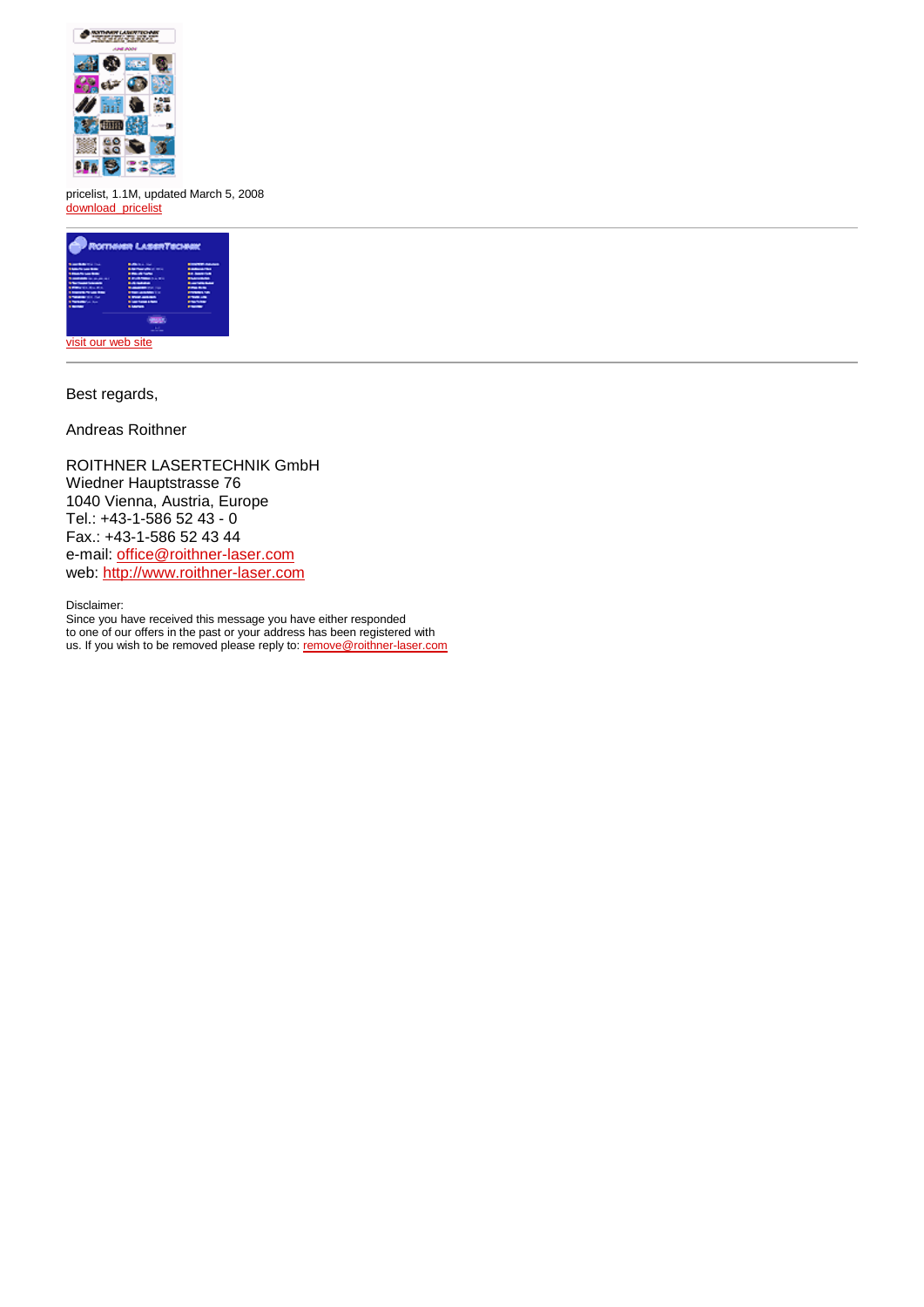pricelist, 1.1M, updated March 5, 2008
download pricelist

---

visit our web site

---

Best regards,

Andreas Roithner

ROITHNER LASERTECHNIK GmbH
Wiedner Hauptstrasse 76
1040 Vienna, Austria, Europe
Tel.: +43-1-586 52 43 - 0
Fax.: +43-1-586 52 43 44
e-mail: office@roithner-laser.com
web: http://www.roithner-laser.com

Disclaimer:
Since you have received this message you have either responded
to one of our offers in the past or your address has been registered with
us. If you wish to be removed please reply to: remove@roithner-laser.com